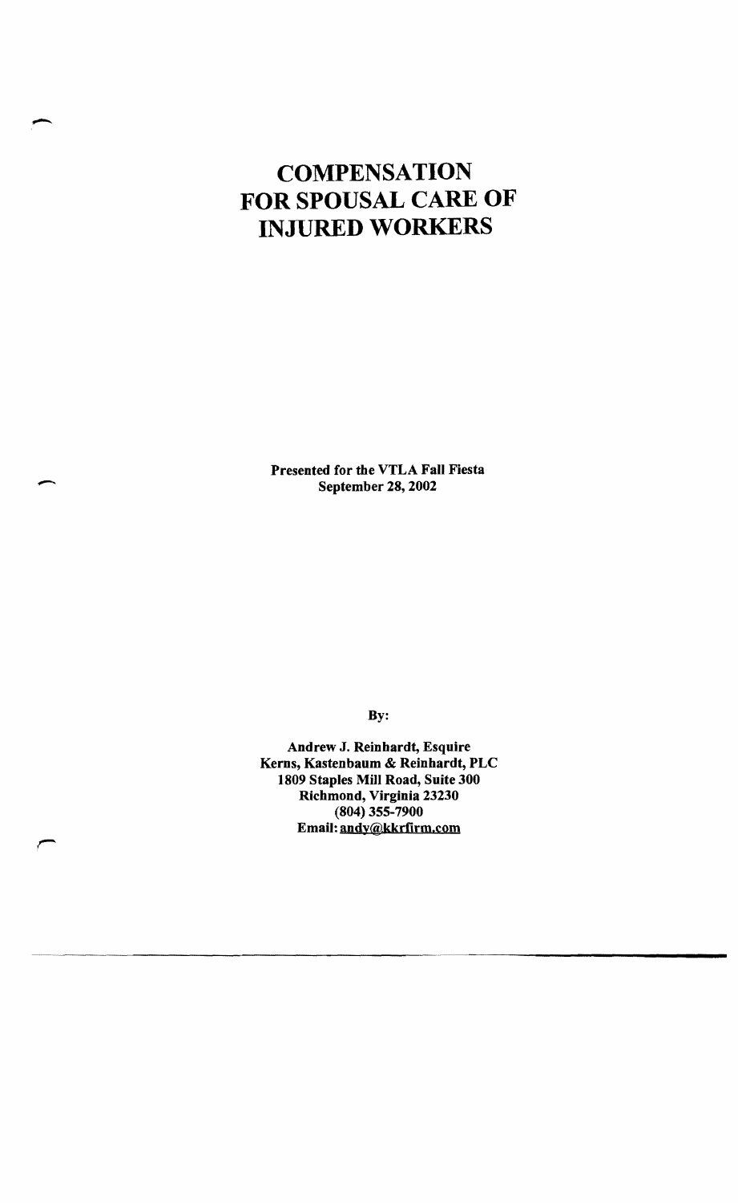# COMPENSATION FOR SPOUSAL CARE OF INJURED WORKERS

**Presented for the VTLA Fall Fiesta**
**September 28, 2002**

**By:**

**Andrew J. Reinhardt, Esquire**
**Kerns, Kastenbaum & Reinhardt, PLC**
**1809 Staples Mill Road, Suite 300**
**Richmond, Virginia 23230**
**(804) 355-7900**
**Email: andy@kkrfirm.com**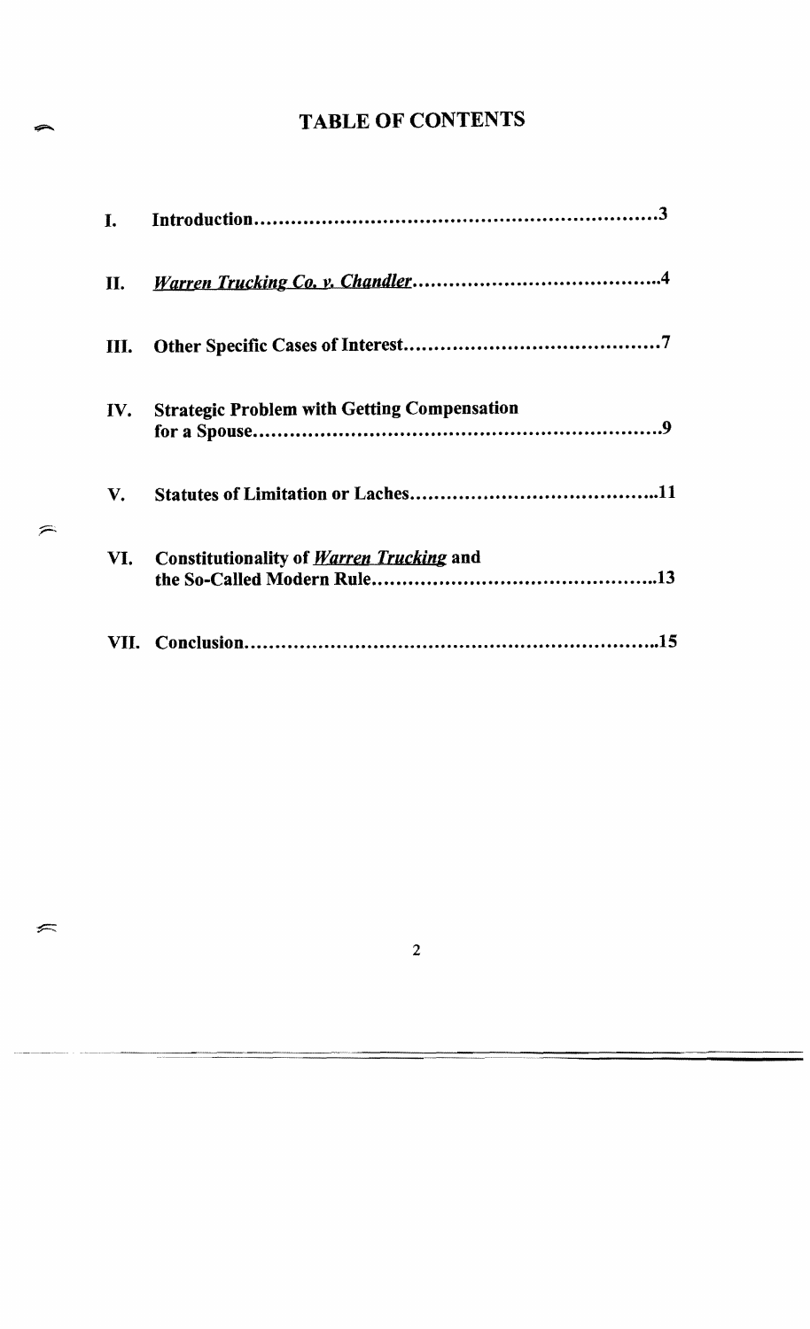# TABLE OF CONTENTS

| | | |
|---|---|---|
| I. | Introduction | 3 |
| II. | *Warren Trucking Co. v. Chandler* | 4 |
| III. | Other Specific Cases of Interest | 7 |
| IV. | Strategic Problem with Getting Compensation for a Spouse | 9 |
| V. | Statutes of Limitation or Laches | 11 |
| VI. | Constitutionality of *Warren Trucking* and the So-Called Modern Rule | 13 |
| VII. | Conclusion | 15 |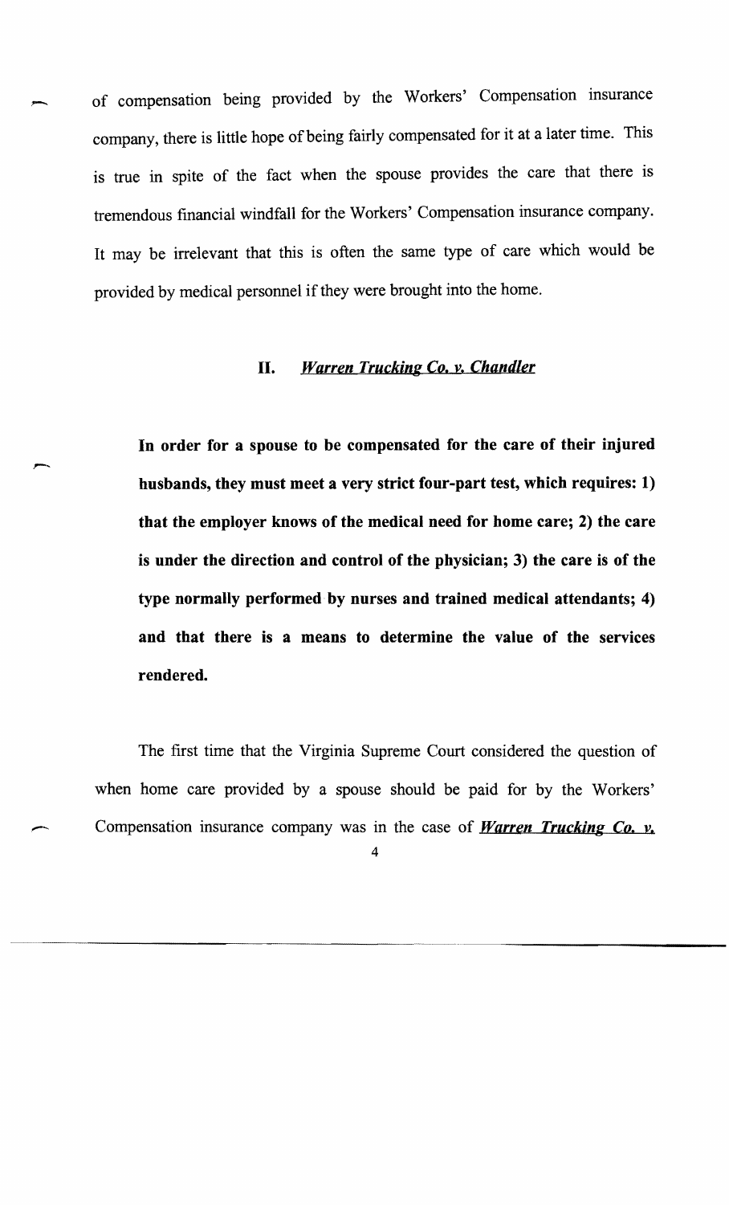of compensation being provided by the Workers' Compensation insurance company, there is little hope of being fairly compensated for it at a later time. This is true in spite of the fact when the spouse provides the care that there is tremendous financial windfall for the Workers' Compensation insurance company. It may be irrelevant that this is often the same type of care which would be provided by medical personnel if they were brought into the home.

## II. *Warren Trucking Co. v. Chandler*

**In order for a spouse to be compensated for the care of their injured husbands, they must meet a very strict four-part test, which requires: 1) that the employer knows of the medical need for home care; 2) the care is under the direction and control of the physician; 3) the care is of the type normally performed by nurses and trained medical attendants; 4) and that there is a means to determine the value of the services rendered.**

The first time that the Virginia Supreme Court considered the question of when home care provided by a spouse should be paid for by the Workers' Compensation insurance company was in the case of ***Warren Trucking Co. v.***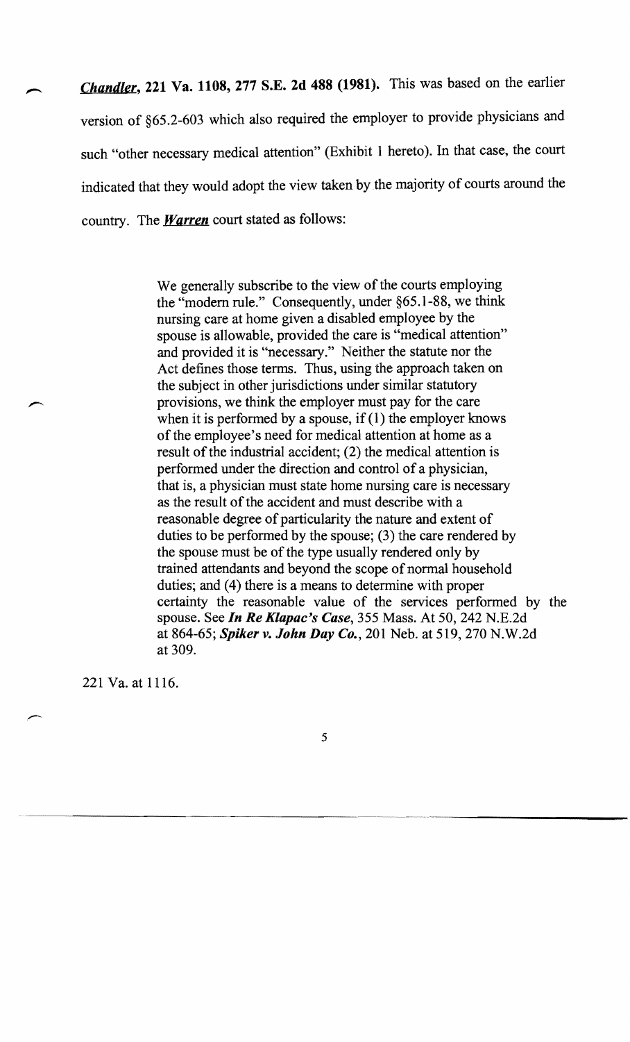***Chandler*, 221 Va. 1108, 277 S.E. 2d 488 (1981).** This was based on the earlier version of §65.2-603 which also required the employer to provide physicians and such "other necessary medical attention" (Exhibit 1 hereto). In that case, the court indicated that they would adopt the view taken by the majority of courts around the country. The ***Warren*** court stated as follows:

> We generally subscribe to the view of the courts employing the "modern rule." Consequently, under §65.1-88, we think nursing care at home given a disabled employee by the spouse is allowable, provided the care is "medical attention" and provided it is "necessary." Neither the statute nor the Act defines those terms. Thus, using the approach taken on the subject in other jurisdictions under similar statutory provisions, we think the employer must pay for the care when it is performed by a spouse, if (1) the employer knows of the employee's need for medical attention at home as a result of the industrial accident; (2) the medical attention is performed under the direction and control of a physician, that is, a physician must state home nursing care is necessary as the result of the accident and must describe with a reasonable degree of particularity the nature and extent of duties to be performed by the spouse; (3) the care rendered by the spouse must be of the type usually rendered only by trained attendants and beyond the scope of normal household duties; and (4) there is a means to determine with proper certainty the reasonable value of the services performed by the spouse. See ***In Re Klapac's Case***, 355 Mass. At 50, 242 N.E.2d at 864-65; ***Spiker v. John Day Co.***, 201 Neb. at 519, 270 N.W.2d at 309.

221 Va. at 1116.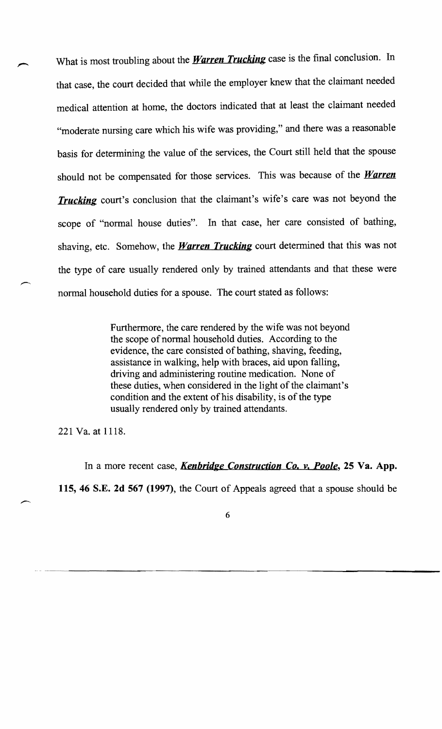What is most troubling about the ***Warren Trucking*** case is the final conclusion. In that case, the court decided that while the employer knew that the claimant needed medical attention at home, the doctors indicated that at least the claimant needed "moderate nursing care which his wife was providing," and there was a reasonable basis for determining the value of the services, the Court still held that the spouse should not be compensated for those services. This was because of the ***Warren Trucking*** court's conclusion that the claimant's wife's care was not beyond the scope of "normal house duties". In that case, her care consisted of bathing, shaving, etc. Somehow, the ***Warren Trucking*** court determined that this was not the type of care usually rendered only by trained attendants and that these were normal household duties for a spouse. The court stated as follows:

> Furthermore, the care rendered by the wife was not beyond the scope of normal household duties. According to the evidence, the care consisted of bathing, shaving, feeding, assistance in walking, help with braces, aid upon falling, driving and administering routine medication. None of these duties, when considered in the light of the claimant's condition and the extent of his disability, is of the type usually rendered only by trained attendants.

221 Va. at 1118.

In a more recent case, ***Kenbridge Construction Co. v. Poole*, 25 Va. App. 115, 46 S.E. 2d 567 (1997)**, the Court of Appeals agreed that a spouse should be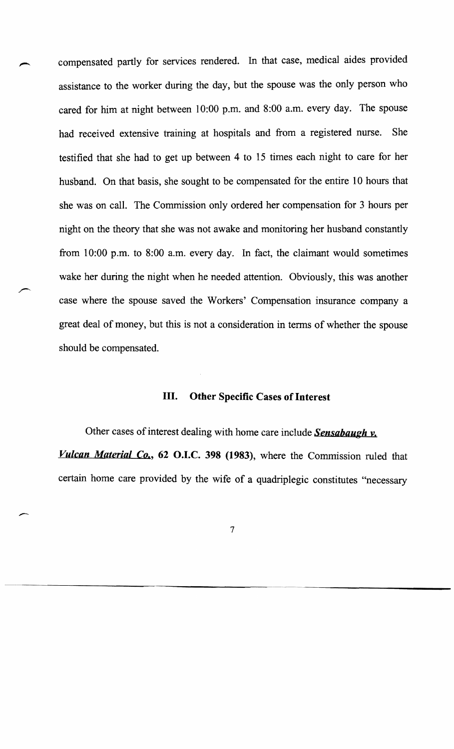compensated partly for services rendered. In that case, medical aides provided assistance to the worker during the day, but the spouse was the only person who cared for him at night between 10:00 p.m. and 8:00 a.m. every day. The spouse had received extensive training at hospitals and from a registered nurse. She testified that she had to get up between 4 to 15 times each night to care for her husband. On that basis, she sought to be compensated for the entire 10 hours that she was on call. The Commission only ordered her compensation for 3 hours per night on the theory that she was not awake and monitoring her husband constantly from 10:00 p.m. to 8:00 a.m. every day. In fact, the claimant would sometimes wake her during the night when he needed attention. Obviously, this was another case where the spouse saved the Workers' Compensation insurance company a great deal of money, but this is not a consideration in terms of whether the spouse should be compensated.

## III. Other Specific Cases of Interest

Other cases of interest dealing with home care include ***Sensabaugh v. Vulcan Material Co.*, 62 O.I.C. 398 (1983)**, where the Commission ruled that certain home care provided by the wife of a quadriplegic constitutes "necessary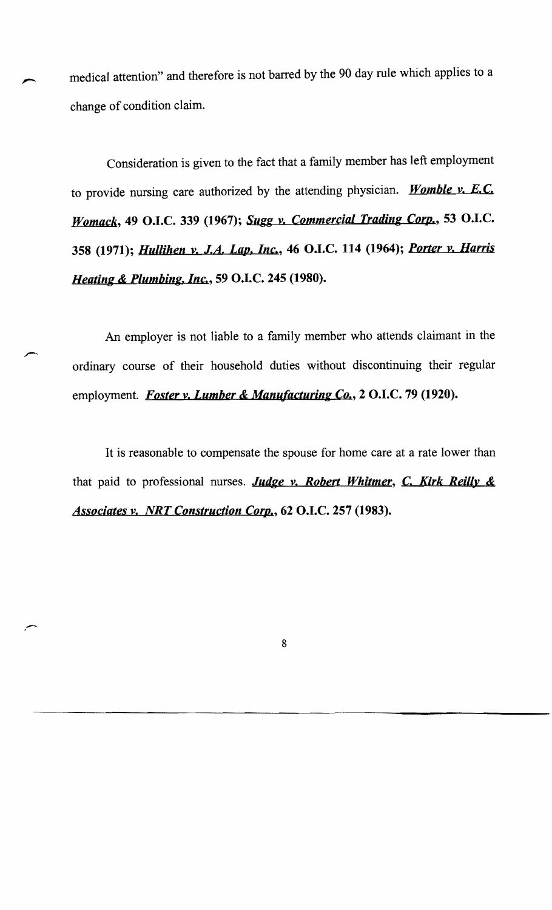medical attention" and therefore is not barred by the 90 day rule which applies to a change of condition claim.

Consideration is given to the fact that a family member has left employment to provide nursing care authorized by the attending physician. ***Womble v. E.C. Womack*, 49 O.I.C. 339 (1967); *Sugg v. Commercial Trading Corp.*, 53 O.I.C. 358 (1971); *Hullihen v. J.A. Lap, Inc.*, 46 O.I.C. 114 (1964); *Porter v. Harris Heating & Plumbing, Inc.*, 59 O.I.C. 245 (1980).**

An employer is not liable to a family member who attends claimant in the ordinary course of their household duties without discontinuing their regular employment. ***Foster v. Lumber & Manufacturing Co.*, 2 O.I.C. 79 (1920).**

It is reasonable to compensate the spouse for home care at a rate lower than that paid to professional nurses. ***Judge v. Robert Whitmer*, *C. Kirk Reilly & Associates v. NRT Construction Corp.*, 62 O.I.C. 257 (1983).**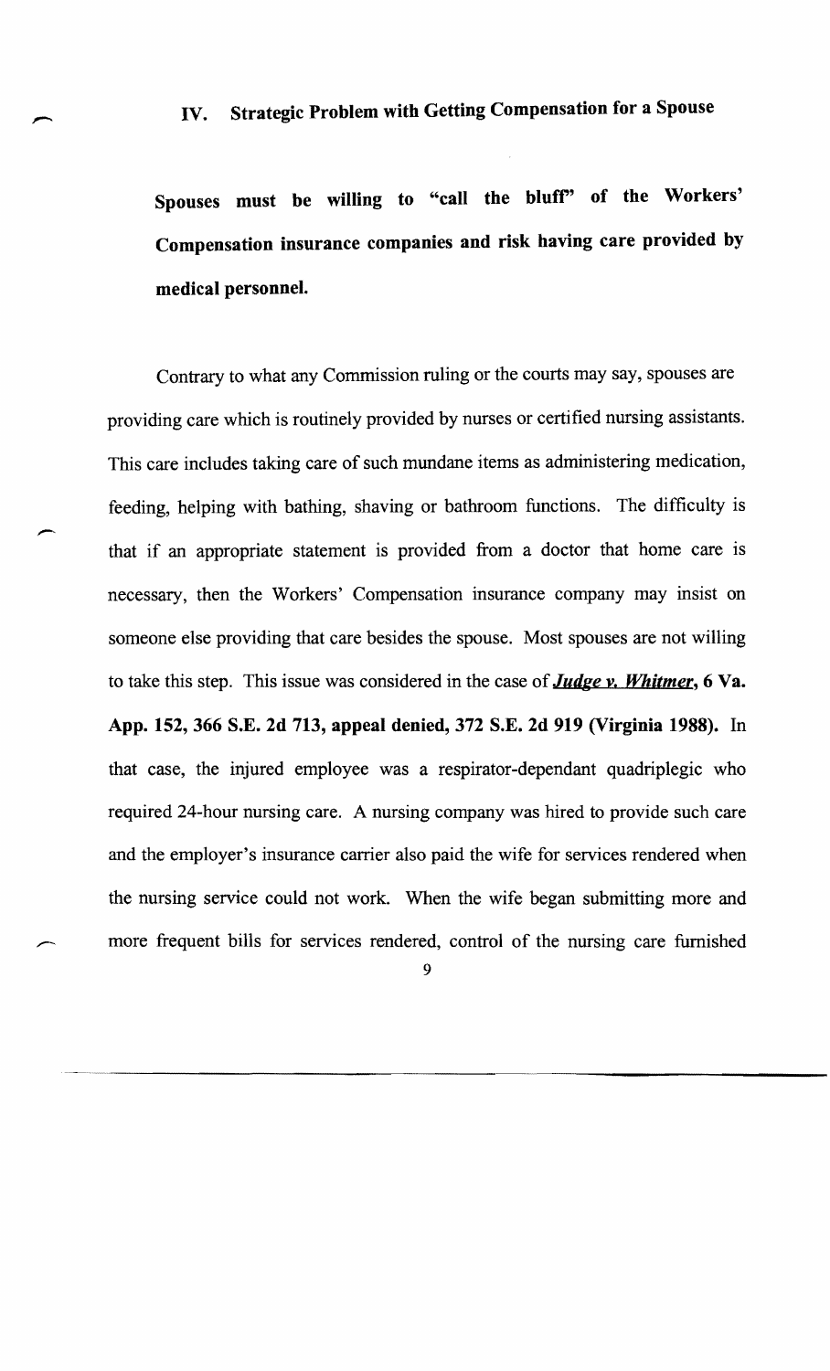## IV. Strategic Problem with Getting Compensation for a Spouse

**Spouses must be willing to "call the bluff" of the Workers' Compensation insurance companies and risk having care provided by medical personnel.**

Contrary to what any Commission ruling or the courts may say, spouses are providing care which is routinely provided by nurses or certified nursing assistants. This care includes taking care of such mundane items as administering medication, feeding, helping with bathing, shaving or bathroom functions. The difficulty is that if an appropriate statement is provided from a doctor that home care is necessary, then the Workers' Compensation insurance company may insist on someone else providing that care besides the spouse. Most spouses are not willing to take this step. This issue was considered in the case of ***Judge v. Whitmer*, 6 Va. App. 152, 366 S.E. 2d 713, appeal denied, 372 S.E. 2d 919 (Virginia 1988).** In that case, the injured employee was a respirator-dependant quadriplegic who required 24-hour nursing care. A nursing company was hired to provide such care and the employer's insurance carrier also paid the wife for services rendered when the nursing service could not work. When the wife began submitting more and more frequent bills for services rendered, control of the nursing care furnished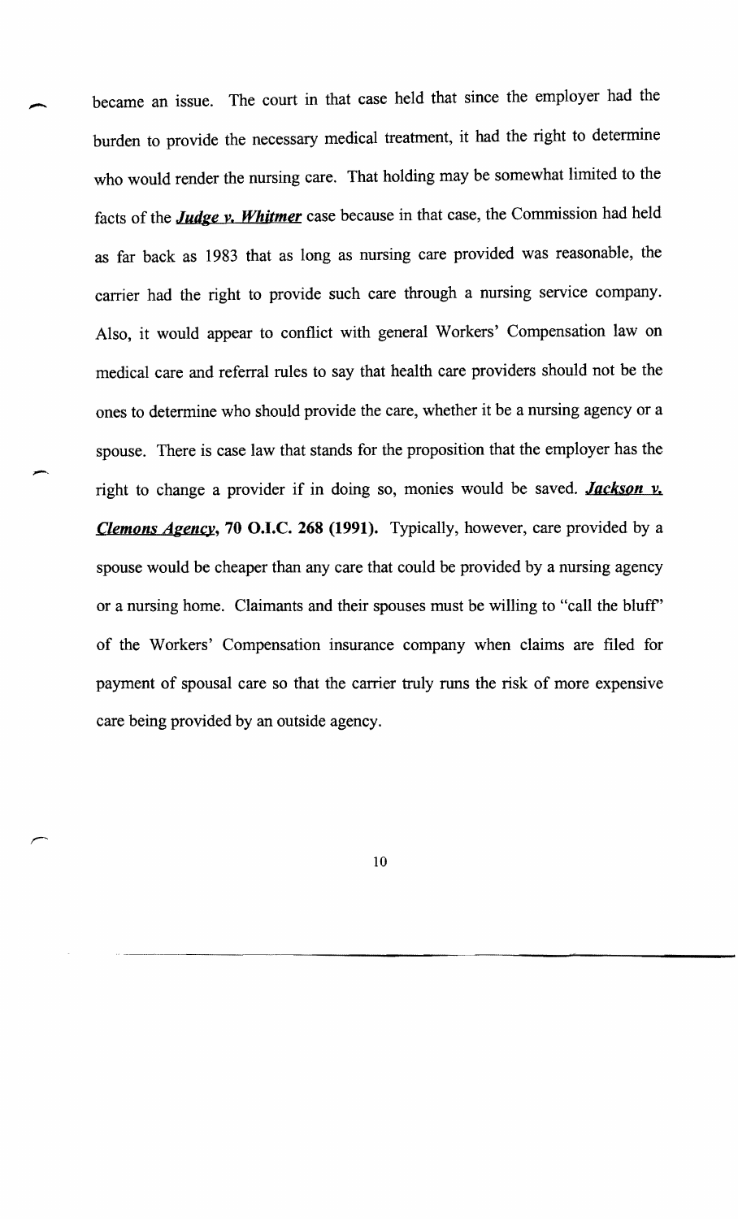became an issue. The court in that case held that since the employer had the burden to provide the necessary medical treatment, it had the right to determine who would render the nursing care. That holding may be somewhat limited to the facts of the ***Judge v. Whitmer*** case because in that case, the Commission had held as far back as 1983 that as long as nursing care provided was reasonable, the carrier had the right to provide such care through a nursing service company. Also, it would appear to conflict with general Workers' Compensation law on medical care and referral rules to say that health care providers should not be the ones to determine who should provide the care, whether it be a nursing agency or a spouse. There is case law that stands for the proposition that the employer has the right to change a provider if in doing so, monies would be saved. ***Jackson v. Clemons Agency*, 70 O.I.C. 268 (1991).** Typically, however, care provided by a spouse would be cheaper than any care that could be provided by a nursing agency or a nursing home. Claimants and their spouses must be willing to "call the bluff" of the Workers' Compensation insurance company when claims are filed for payment of spousal care so that the carrier truly runs the risk of more expensive care being provided by an outside agency.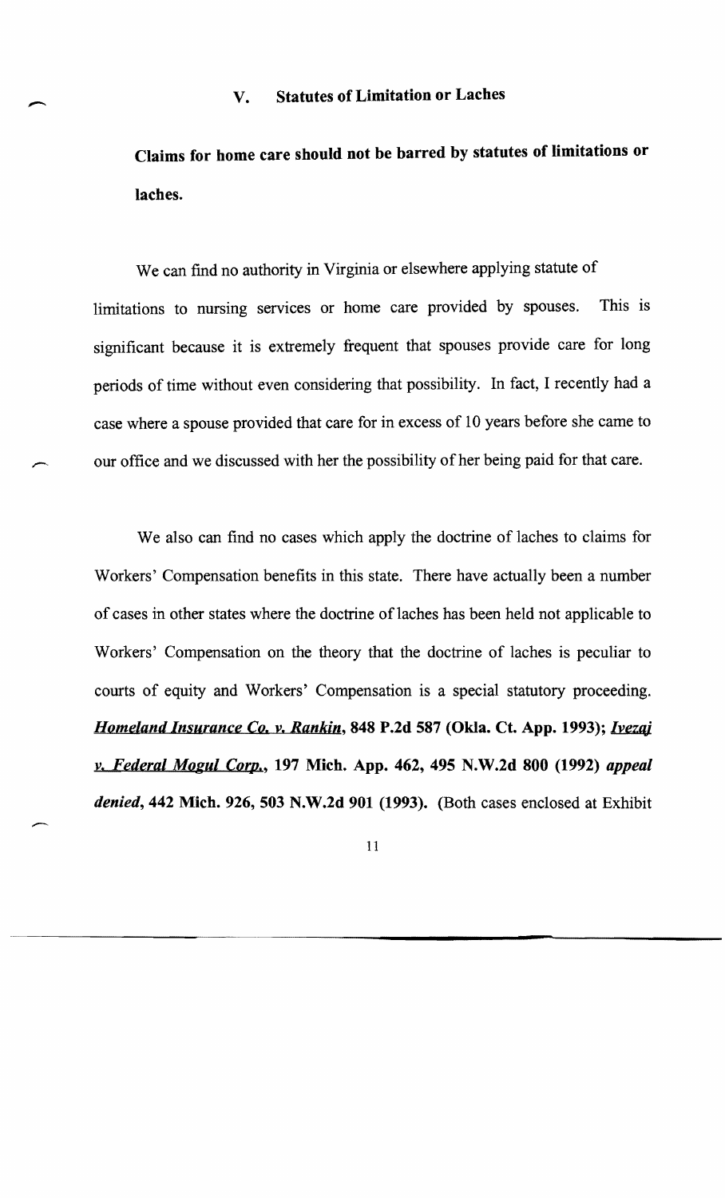## V. Statutes of Limitation or Laches

**Claims for home care should not be barred by statutes of limitations or laches.**

We can find no authority in Virginia or elsewhere applying statute of limitations to nursing services or home care provided by spouses. This is significant because it is extremely frequent that spouses provide care for long periods of time without even considering that possibility. In fact, I recently had a case where a spouse provided that care for in excess of 10 years before she came to our office and we discussed with her the possibility of her being paid for that care.

We also can find no cases which apply the doctrine of laches to claims for Workers' Compensation benefits in this state. There have actually been a number of cases in other states where the doctrine of laches has been held not applicable to Workers' Compensation on the theory that the doctrine of laches is peculiar to courts of equity and Workers' Compensation is a special statutory proceeding. ***Homeland Insurance Co. v. Rankin*, 848 P.2d 587 (Okla. Ct. App. 1993); *Ivezaj v. Federal Mogul Corp.*, 197 Mich. App. 462, 495 N.W.2d 800 (1992) *appeal denied*, 442 Mich. 926, 503 N.W.2d 901 (1993). (Both cases enclosed at Exhibit**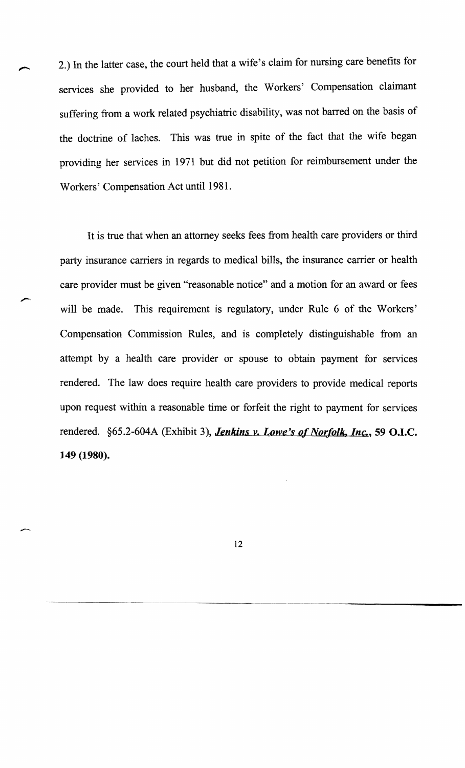2.) In the latter case, the court held that a wife's claim for nursing care benefits for services she provided to her husband, the Workers' Compensation claimant suffering from a work related psychiatric disability, was not barred on the basis of the doctrine of laches. This was true in spite of the fact that the wife began providing her services in 1971 but did not petition for reimbursement under the Workers' Compensation Act until 1981.

It is true that when an attorney seeks fees from health care providers or third party insurance carriers in regards to medical bills, the insurance carrier or health care provider must be given "reasonable notice" and a motion for an award or fees will be made. This requirement is regulatory, under Rule 6 of the Workers' Compensation Commission Rules, and is completely distinguishable from an attempt by a health care provider or spouse to obtain payment for services rendered. The law does require health care providers to provide medical reports upon request within a reasonable time or forfeit the right to payment for services rendered. §65.2-604A (Exhibit 3), ***Jenkins v. Lowe's of Norfolk, Inc.*, 59 O.I.C. 149 (1980).**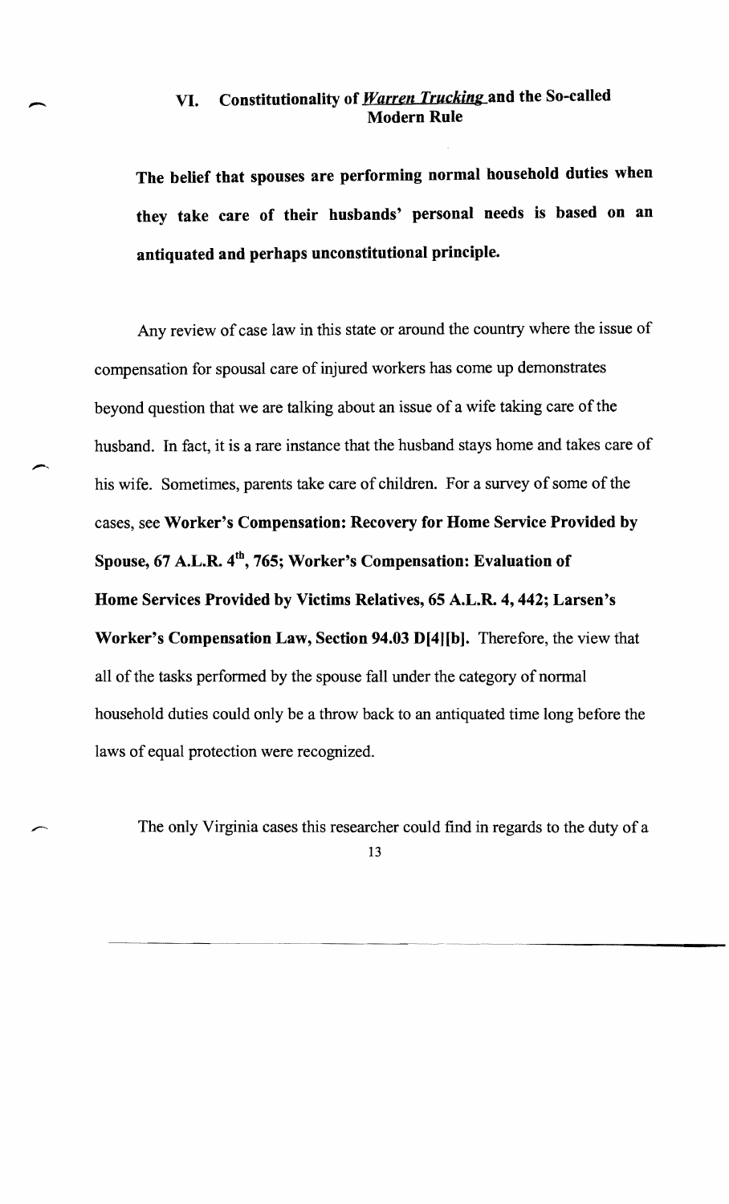## VI. Constitutionality of *Warren Trucking* and the So-called Modern Rule

**The belief that spouses are performing normal household duties when they take care of their husbands' personal needs is based on an antiquated and perhaps unconstitutional principle.**

Any review of case law in this state or around the country where the issue of compensation for spousal care of injured workers has come up demonstrates beyond question that we are talking about an issue of a wife taking care of the husband. In fact, it is a rare instance that the husband stays home and takes care of his wife. Sometimes, parents take care of children. For a survey of some of the cases, see **Worker's Compensation: Recovery for Home Service Provided by Spouse, 67 A.L.R. 4th, 765; Worker's Compensation: Evaluation of Home Services Provided by Victims Relatives, 65 A.L.R. 4, 442; Larsen's Worker's Compensation Law, Section 94.03 D[4][b].** Therefore, the view that all of the tasks performed by the spouse fall under the category of normal household duties could only be a throw back to an antiquated time long before the laws of equal protection were recognized.

The only Virginia cases this researcher could find in regards to the duty of a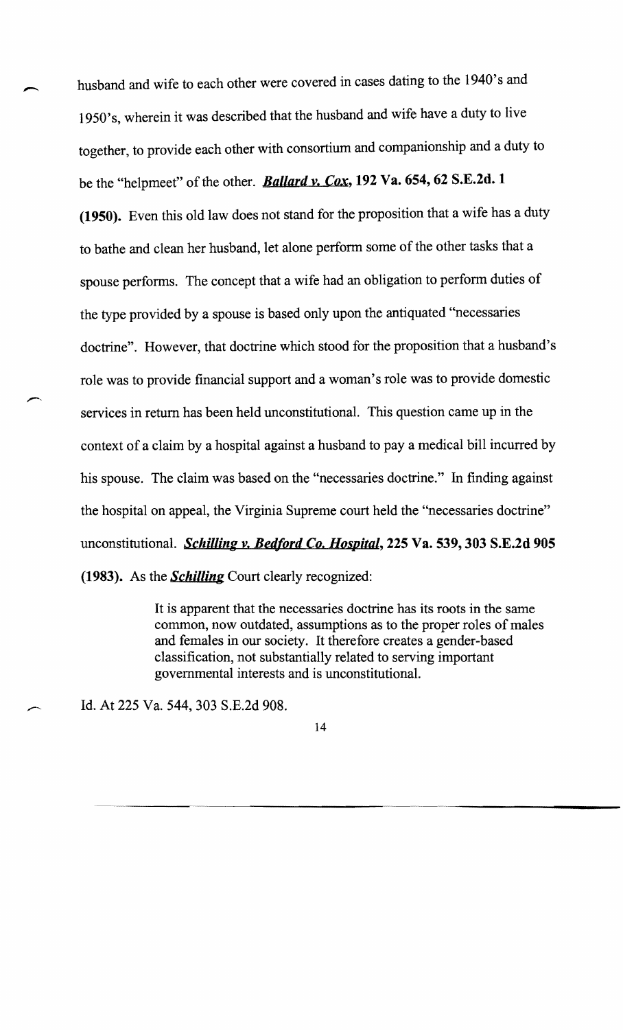husband and wife to each other were covered in cases dating to the 1940's and 1950's, wherein it was described that the husband and wife have a duty to live together, to provide each other with consortium and companionship and a duty to be the "helpmeet" of the other. ***Ballard v. Cox*, 192 Va. 654, 62 S.E.2d. 1 (1950).** Even this old law does not stand for the proposition that a wife has a duty to bathe and clean her husband, let alone perform some of the other tasks that a spouse performs. The concept that a wife had an obligation to perform duties of the type provided by a spouse is based only upon the antiquated "necessaries doctrine". However, that doctrine which stood for the proposition that a husband's role was to provide financial support and a woman's role was to provide domestic services in return has been held unconstitutional. This question came up in the context of a claim by a hospital against a husband to pay a medical bill incurred by his spouse. The claim was based on the "necessaries doctrine." In finding against the hospital on appeal, the Virginia Supreme court held the "necessaries doctrine" unconstitutional. ***Schilling v. Bedford Co. Hospital*, 225 Va. 539, 303 S.E.2d 905 (1983).** As the ***Schilling*** Court clearly recognized:

> It is apparent that the necessaries doctrine has its roots in the same common, now outdated, assumptions as to the proper roles of males and females in our society. It therefore creates a gender-based classification, not substantially related to serving important governmental interests and is unconstitutional.

Id. At 225 Va. 544, 303 S.E.2d 908.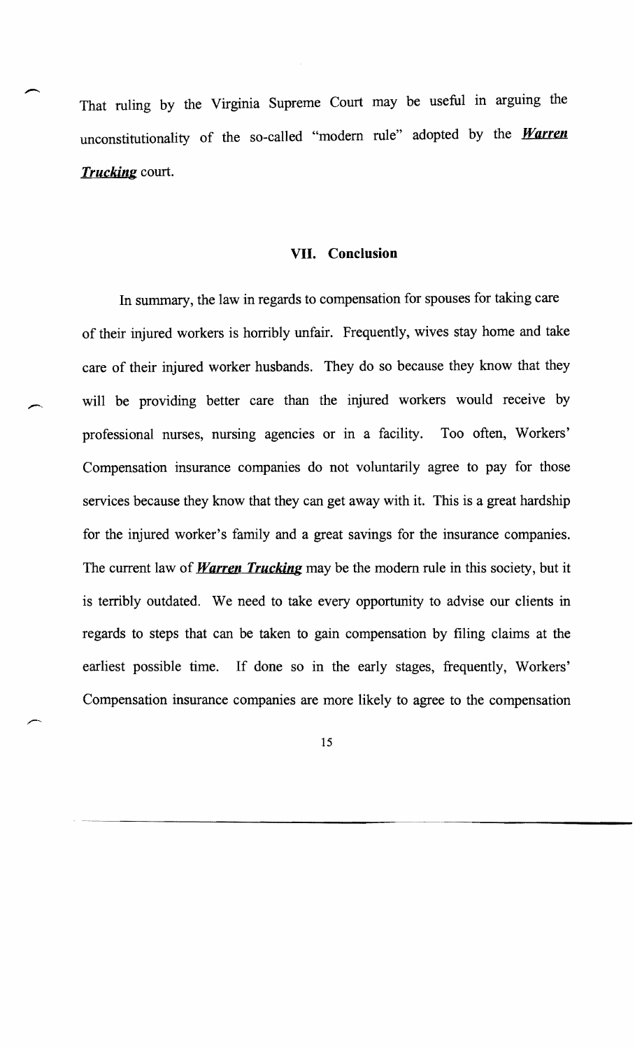That ruling by the Virginia Supreme Court may be useful in arguing the unconstitutionality of the so-called "modern rule" adopted by the ***Warren Trucking*** court.

## VII. Conclusion

In summary, the law in regards to compensation for spouses for taking care of their injured workers is horribly unfair. Frequently, wives stay home and take care of their injured worker husbands. They do so because they know that they will be providing better care than the injured workers would receive by professional nurses, nursing agencies or in a facility. Too often, Workers' Compensation insurance companies do not voluntarily agree to pay for those services because they know that they can get away with it. This is a great hardship for the injured worker's family and a great savings for the insurance companies. The current law of ***Warren Trucking*** may be the modern rule in this society, but it is terribly outdated. We need to take every opportunity to advise our clients in regards to steps that can be taken to gain compensation by filing claims at the earliest possible time. If done so in the early stages, frequently, Workers' Compensation insurance companies are more likely to agree to the compensation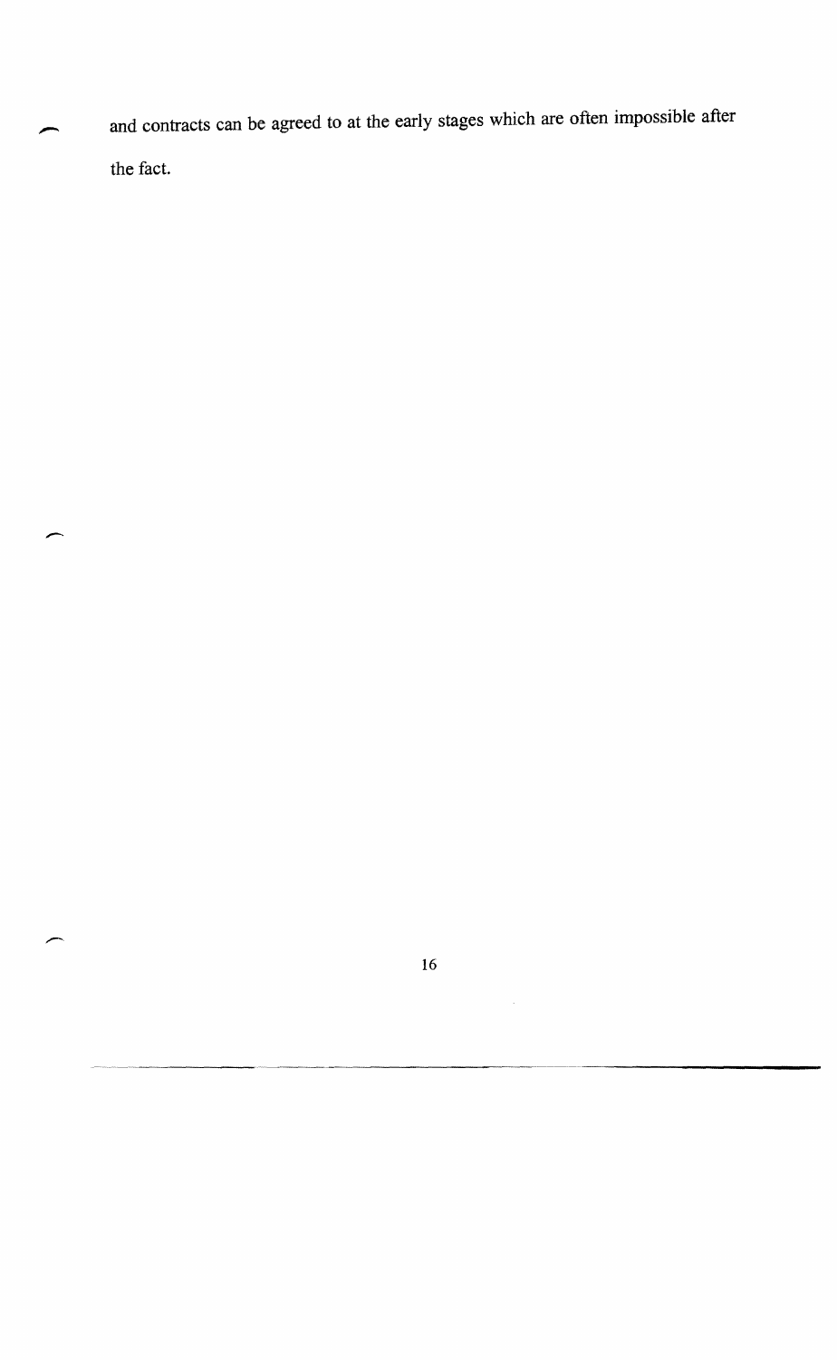and contracts can be agreed to at the early stages which are often impossible after the fact.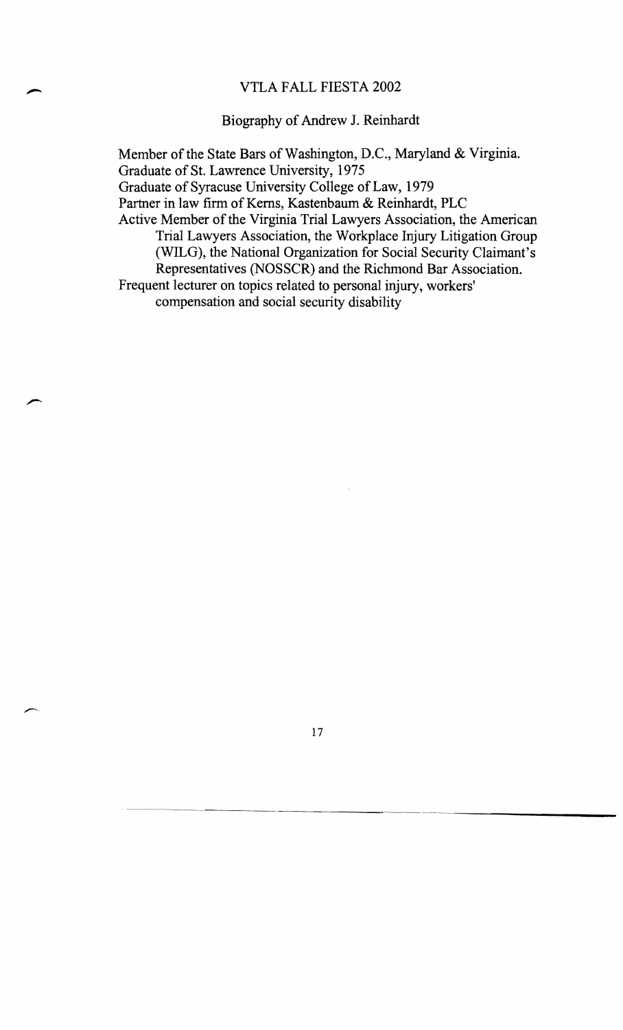# VTLA FALL FIESTA 2002

## Biography of Andrew J. Reinhardt

Member of the State Bars of Washington, D.C., Maryland & Virginia.
Graduate of St. Lawrence University, 1975
Graduate of Syracuse University College of Law, 1979
Partner in law firm of Kerns, Kastenbaum & Reinhardt, PLC
Active Member of the Virginia Trial Lawyers Association, the American Trial Lawyers Association, the Workplace Injury Litigation Group (WILG), the National Organization for Social Security Claimant's Representatives (NOSSCR) and the Richmond Bar Association.
Frequent lecturer on topics related to personal injury, workers' compensation and social security disability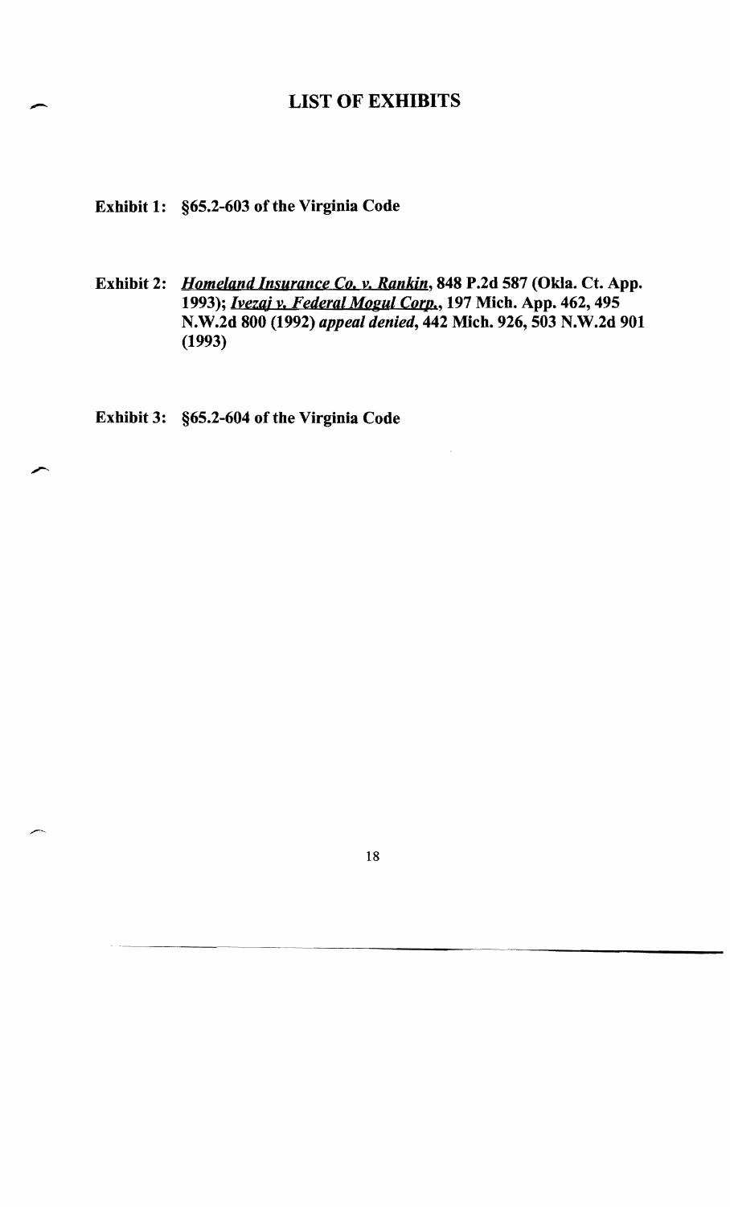# LIST OF EXHIBITS

**Exhibit 1: §65.2-603 of the Virginia Code**

**Exhibit 2: *Homeland Insurance Co. v. Rankin*, 848 P.2d 587 (Okla. Ct. App. 1993); *Ivezaj v. Federal Mogul Corp.*, 197 Mich. App. 462, 495 N.W.2d 800 (1992) *appeal denied*, 442 Mich. 926, 503 N.W.2d 901 (1993)**

**Exhibit 3: §65.2-604 of the Virginia Code**